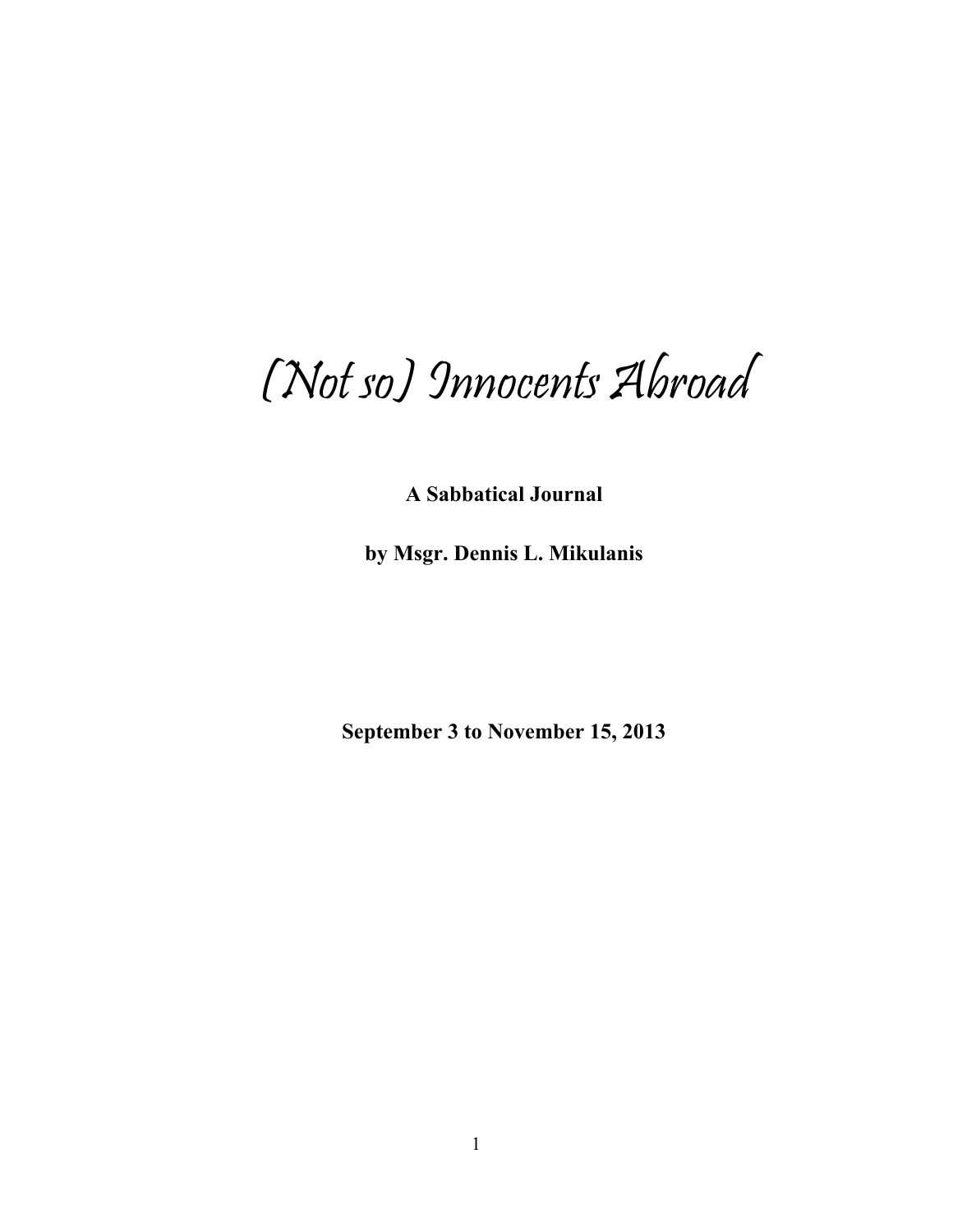# (Not so) Innocents Abroad

**A Sabbatical Journal**

**by Msgr. Dennis L. Mikulanis**

**September 3 to November 15, 2013**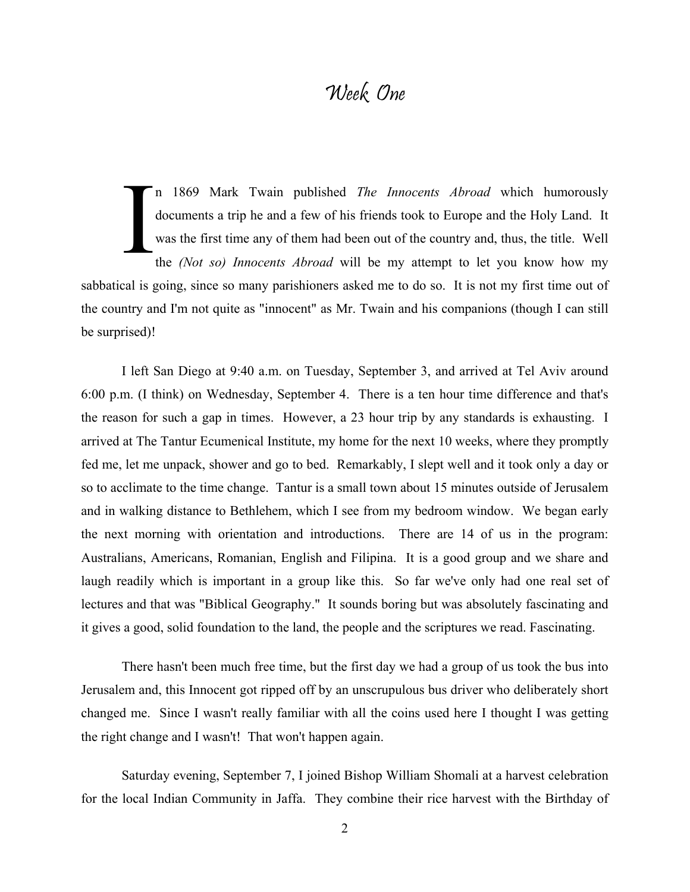# Week One

In 1869 Mark Twain published *The Innocents Abroad* which humorously documents a trip he and a few of his friends took to Europe and the Holy Land. It was the first time any of them had been out of the country and, thus, the title. Well the *(Not so) Innocents Abroad* will be my attempt to let you know how my sabbatical is going, since so many parishioners asked me to do so. It is not my first time out of the country and I'm not quite as "innocent" as Mr. Twain and his companions (though I can still be surprised)!

I left San Diego at 9:40 a.m. on Tuesday, September 3, and arrived at Tel Aviv around 6:00 p.m. (I think) on Wednesday, September 4. There is a ten hour time difference and that's the reason for such a gap in times. However, a 23 hour trip by any standards is exhausting. I arrived at The Tantur Ecumenical Institute, my home for the next 10 weeks, where they promptly fed me, let me unpack, shower and go to bed. Remarkably, I slept well and it took only a day or so to acclimate to the time change. Tantur is a small town about 15 minutes outside of Jerusalem and in walking distance to Bethlehem, which I see from my bedroom window. We began early the next morning with orientation and introductions. There are 14 of us in the program: Australians, Americans, Romanian, English and Filipina. It is a good group and we share and laugh readily which is important in a group like this. So far we've only had one real set of lectures and that was "Biblical Geography." It sounds boring but was absolutely fascinating and it gives a good, solid foundation to the land, the people and the scriptures we read. Fascinating.

There hasn't been much free time, but the first day we had a group of us took the bus into Jerusalem and, this Innocent got ripped off by an unscrupulous bus driver who deliberately short changed me. Since I wasn't really familiar with all the coins used here I thought I was getting the right change and I wasn't! That won't happen again.

Saturday evening, September 7, I joined Bishop William Shomali at a harvest celebration for the local Indian Community in Jaffa. They combine their rice harvest with the Birthday of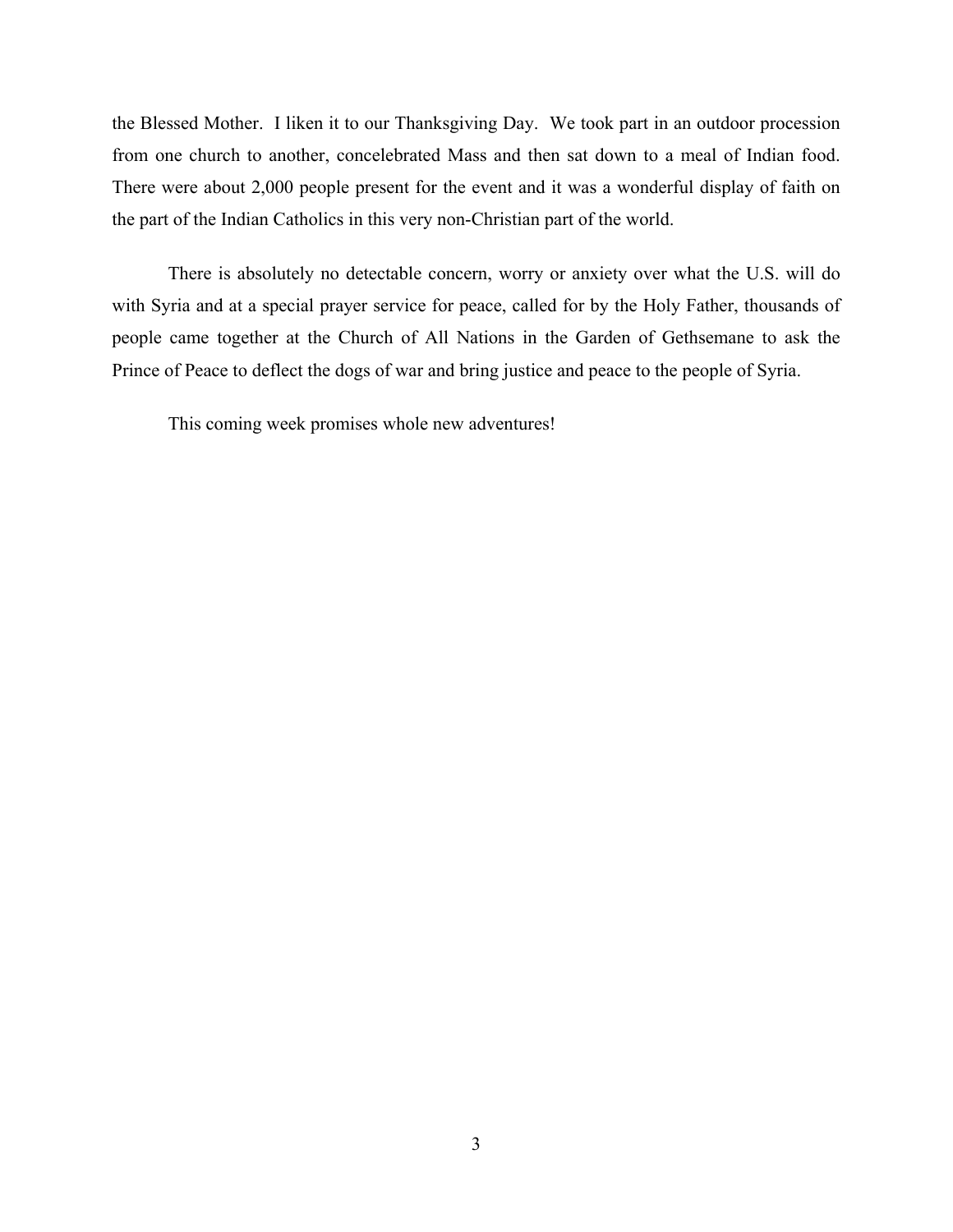the Blessed Mother. I liken it to our Thanksgiving Day. We took part in an outdoor procession from one church to another, concelebrated Mass and then sat down to a meal of Indian food. There were about 2,000 people present for the event and it was a wonderful display of faith on the part of the Indian Catholics in this very non-Christian part of the world.

There is absolutely no detectable concern, worry or anxiety over what the U.S. will do with Syria and at a special prayer service for peace, called for by the Holy Father, thousands of people came together at the Church of All Nations in the Garden of Gethsemane to ask the Prince of Peace to deflect the dogs of war and bring justice and peace to the people of Syria.

This coming week promises whole new adventures!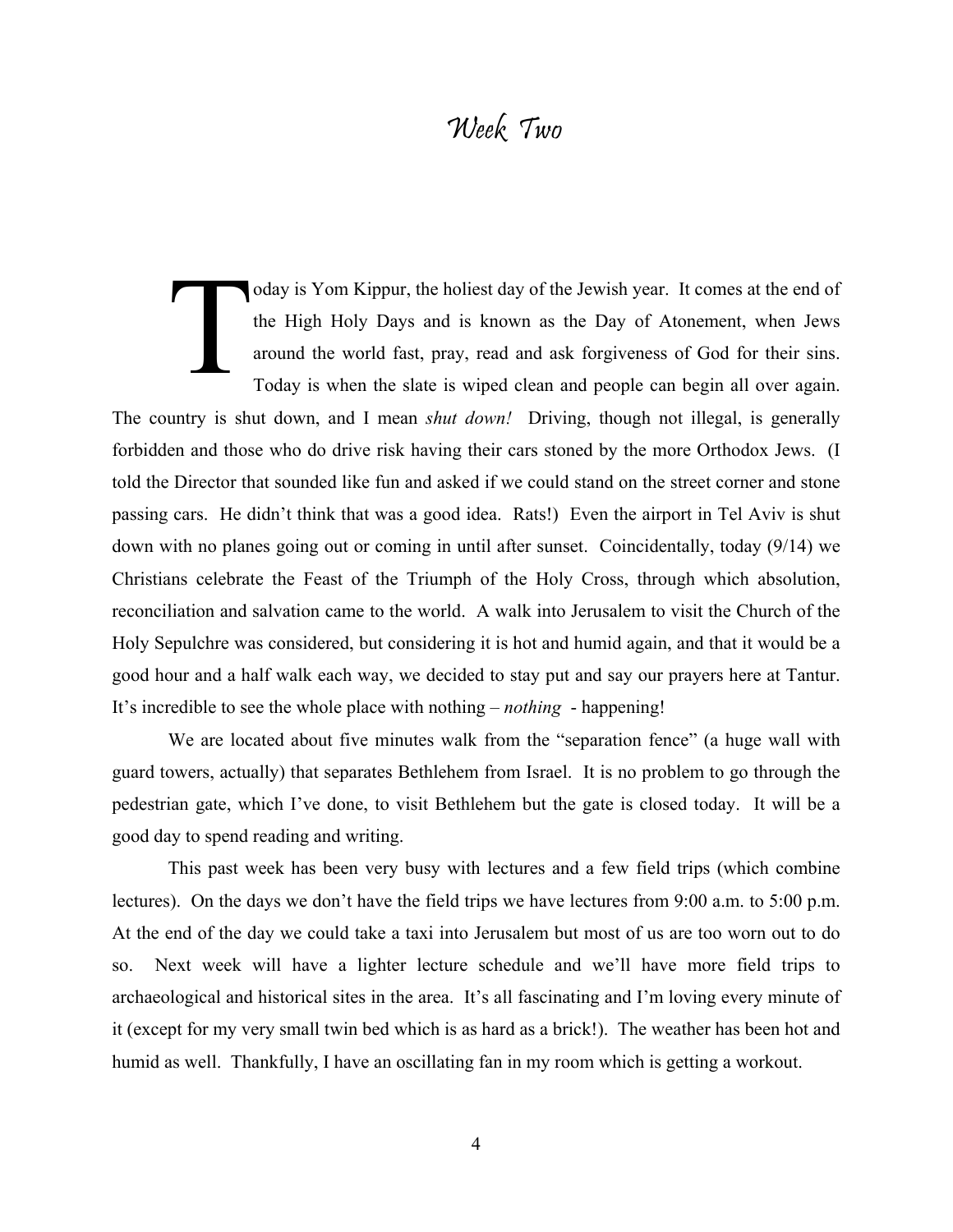# Week Two

Today is Yom Kippur, the holiest day of the Jewish year. It comes at the end of the High Holy Days and is known as the Day of Atonement, when Jews around the world fast, pray, read and ask forgiveness of God for their sins. Today is when the slate is wiped clean and people can begin all over again. The country is shut down, and I mean *shut down!* Driving, though not illegal, is generally forbidden and those who do drive risk having their cars stoned by the more Orthodox Jews. (I told the Director that sounded like fun and asked if we could stand on the street corner and stone passing cars. He didn't think that was a good idea. Rats!) Even the airport in Tel Aviv is shut down with no planes going out or coming in until after sunset. Coincidentally, today (9/14) we Christians celebrate the Feast of the Triumph of the Holy Cross, through which absolution, reconciliation and salvation came to the world. A walk into Jerusalem to visit the Church of the Holy Sepulchre was considered, but considering it is hot and humid again, and that it would be a good hour and a half walk each way, we decided to stay put and say our prayers here at Tantur. It's incredible to see the whole place with nothing – *nothing* - happening!

We are located about five minutes walk from the "separation fence" (a huge wall with guard towers, actually) that separates Bethlehem from Israel. It is no problem to go through the pedestrian gate, which I've done, to visit Bethlehem but the gate is closed today. It will be a good day to spend reading and writing.

This past week has been very busy with lectures and a few field trips (which combine lectures). On the days we don't have the field trips we have lectures from 9:00 a.m. to 5:00 p.m. At the end of the day we could take a taxi into Jerusalem but most of us are too worn out to do so. Next week will have a lighter lecture schedule and we'll have more field trips to archaeological and historical sites in the area. It's all fascinating and I'm loving every minute of it (except for my very small twin bed which is as hard as a brick!). The weather has been hot and humid as well. Thankfully, I have an oscillating fan in my room which is getting a workout.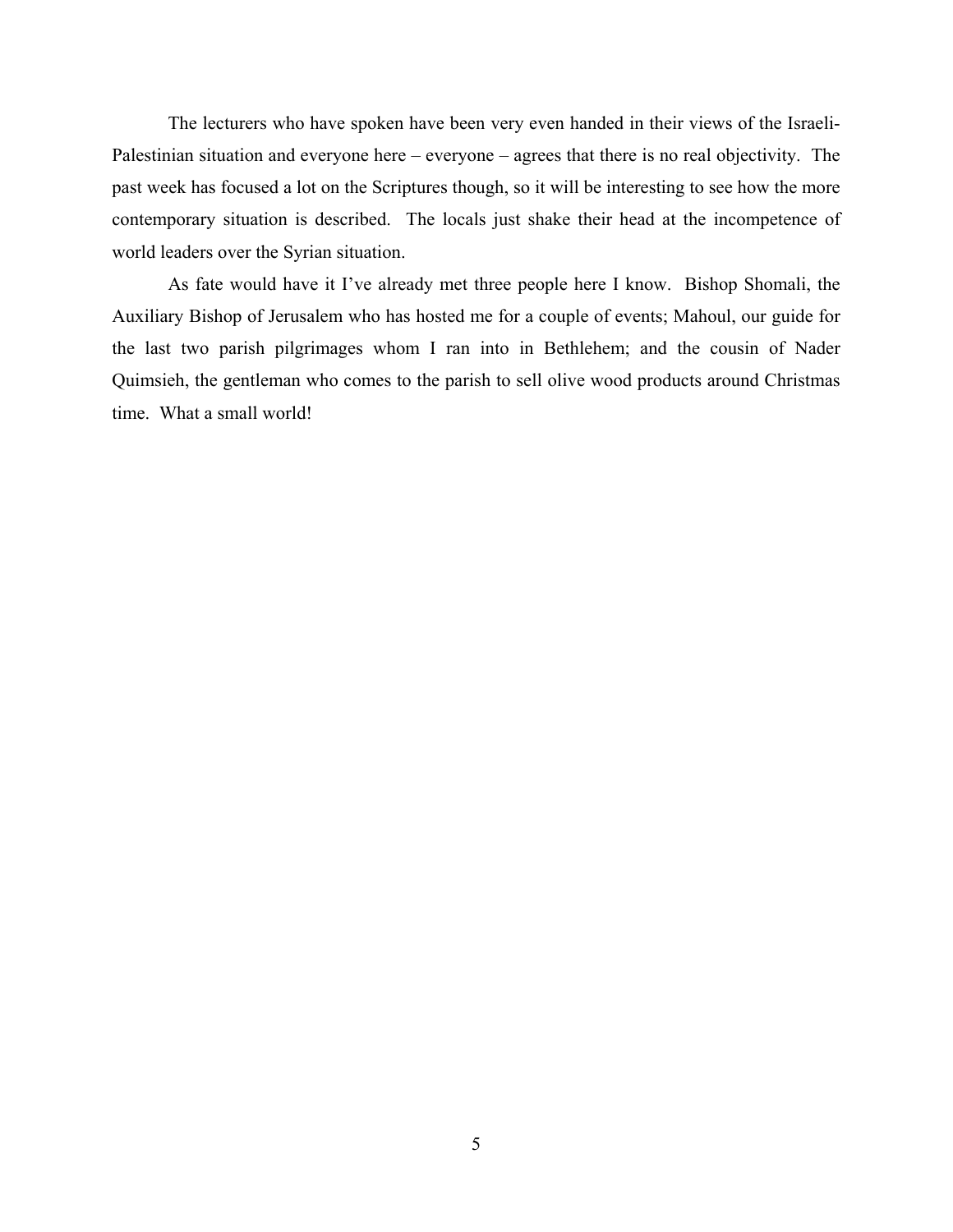The lecturers who have spoken have been very even handed in their views of the Israeli-Palestinian situation and everyone here – everyone – agrees that there is no real objectivity. The past week has focused a lot on the Scriptures though, so it will be interesting to see how the more contemporary situation is described. The locals just shake their head at the incompetence of world leaders over the Syrian situation.

As fate would have it I've already met three people here I know. Bishop Shomali, the Auxiliary Bishop of Jerusalem who has hosted me for a couple of events; Mahoul, our guide for the last two parish pilgrimages whom I ran into in Bethlehem; and the cousin of Nader Quimsieh, the gentleman who comes to the parish to sell olive wood products around Christmas time. What a small world!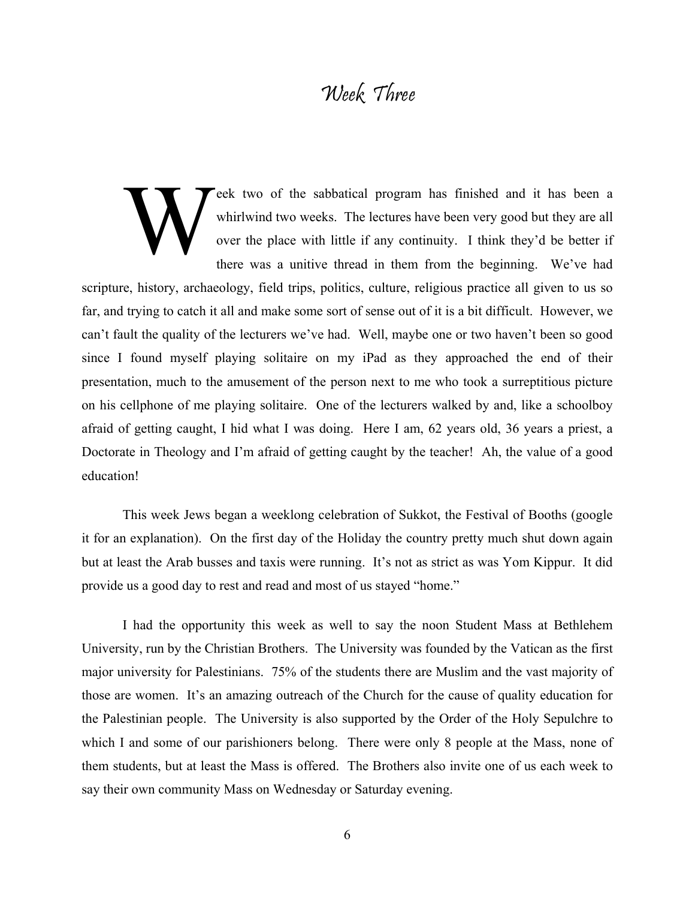# *Week Three*

Week two of the sabbatical program has finished and it has been a whirlwind two weeks. The lectures have been very good but they are all over the place with little if any continuity. I think they'd be better if there was a unitive thread in them from the beginning. We've had scripture, history, archaeology, field trips, politics, culture, religious practice all given to us so far, and trying to catch it all and make some sort of sense out of it is a bit difficult. However, we can't fault the quality of the lecturers we've had. Well, maybe one or two haven't been so good since I found myself playing solitaire on my iPad as they approached the end of their presentation, much to the amusement of the person next to me who took a surreptitious picture on his cellphone of me playing solitaire. One of the lecturers walked by and, like a schoolboy afraid of getting caught, I hid what I was doing. Here I am, 62 years old, 36 years a priest, a Doctorate in Theology and I'm afraid of getting caught by the teacher! Ah, the value of a good education!

This week Jews began a weeklong celebration of Sukkot, the Festival of Booths (google it for an explanation). On the first day of the Holiday the country pretty much shut down again but at least the Arab busses and taxis were running. It's not as strict as was Yom Kippur. It did provide us a good day to rest and read and most of us stayed "home."

I had the opportunity this week as well to say the noon Student Mass at Bethlehem University, run by the Christian Brothers. The University was founded by the Vatican as the first major university for Palestinians. 75% of the students there are Muslim and the vast majority of those are women. It's an amazing outreach of the Church for the cause of quality education for the Palestinian people. The University is also supported by the Order of the Holy Sepulchre to which I and some of our parishioners belong. There were only 8 people at the Mass, none of them students, but at least the Mass is offered. The Brothers also invite one of us each week to say their own community Mass on Wednesday or Saturday evening.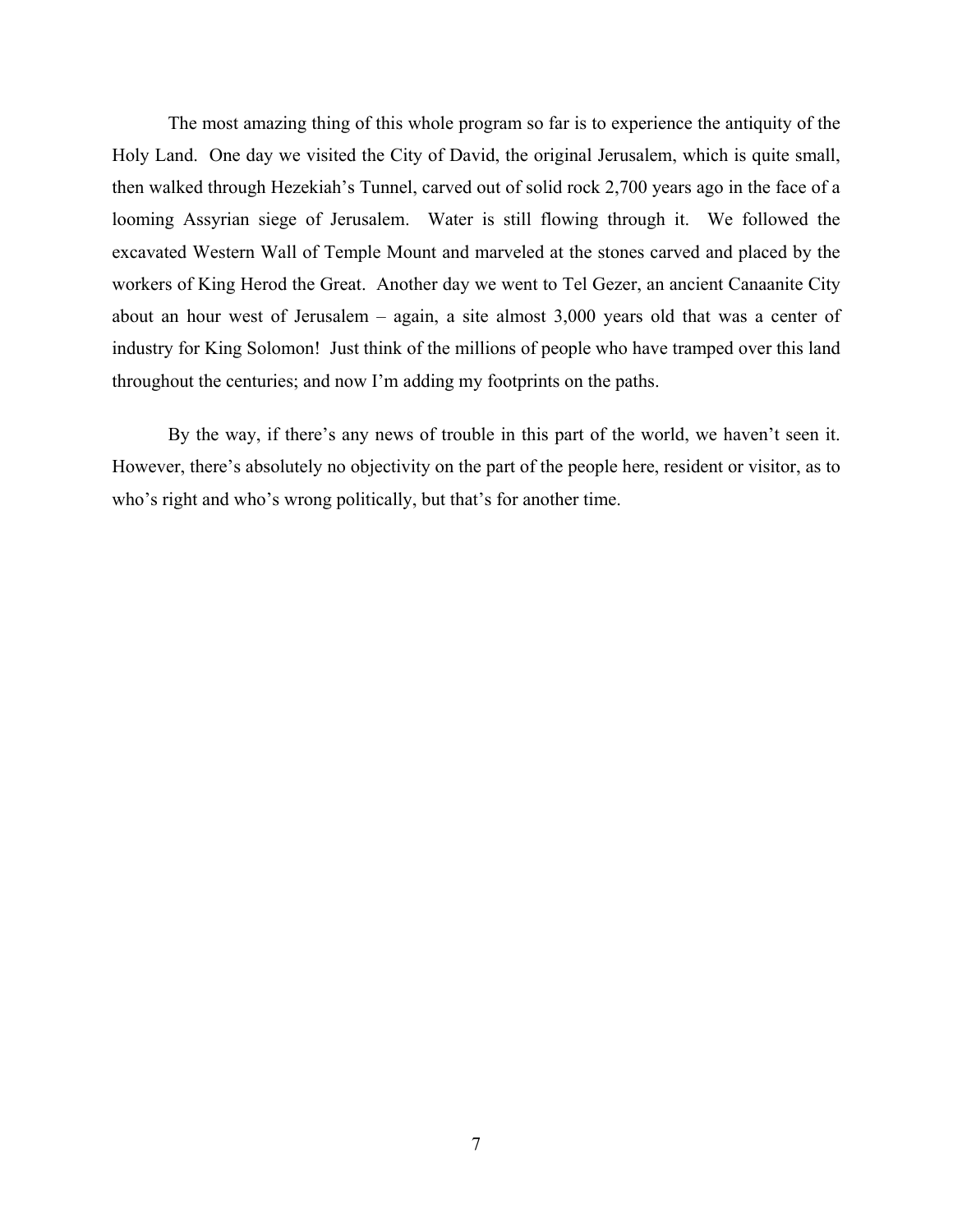The most amazing thing of this whole program so far is to experience the antiquity of the Holy Land. One day we visited the City of David, the original Jerusalem, which is quite small, then walked through Hezekiah's Tunnel, carved out of solid rock 2,700 years ago in the face of a looming Assyrian siege of Jerusalem. Water is still flowing through it. We followed the excavated Western Wall of Temple Mount and marveled at the stones carved and placed by the workers of King Herod the Great. Another day we went to Tel Gezer, an ancient Canaanite City about an hour west of Jerusalem – again, a site almost 3,000 years old that was a center of industry for King Solomon! Just think of the millions of people who have tramped over this land throughout the centuries; and now I'm adding my footprints on the paths.

By the way, if there's any news of trouble in this part of the world, we haven't seen it. However, there's absolutely no objectivity on the part of the people here, resident or visitor, as to who's right and who's wrong politically, but that's for another time.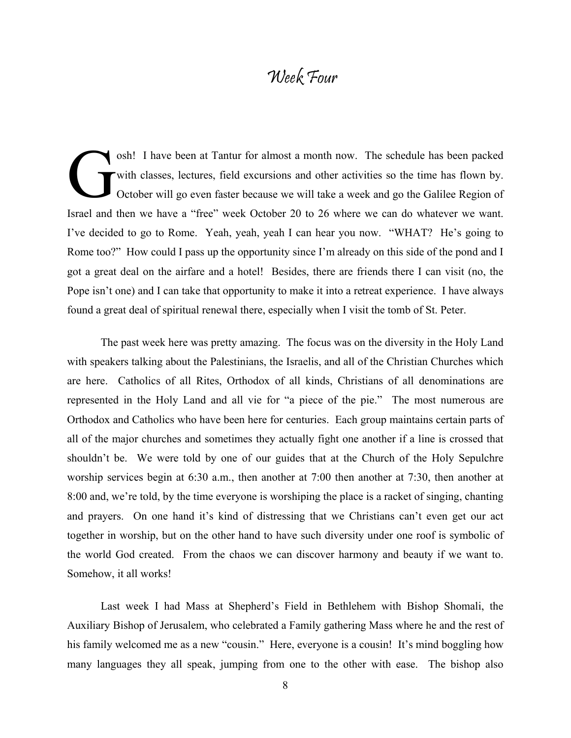# Week Four

Gosh! I have been at Tantur for almost a month now. The schedule has been packed with classes, lectures, field excursions and other activities so the time has flown by. October will go even faster because we will take a week and go the Galilee Region of Israel and then we have a "free" week October 20 to 26 where we can do whatever we want. I've decided to go to Rome. Yeah, yeah, yeah I can hear you now. "WHAT? He's going to Rome too?" How could I pass up the opportunity since I'm already on this side of the pond and I got a great deal on the airfare and a hotel! Besides, there are friends there I can visit (no, the Pope isn't one) and I can take that opportunity to make it into a retreat experience. I have always found a great deal of spiritual renewal there, especially when I visit the tomb of St. Peter.

The past week here was pretty amazing. The focus was on the diversity in the Holy Land with speakers talking about the Palestinians, the Israelis, and all of the Christian Churches which are here. Catholics of all Rites, Orthodox of all kinds, Christians of all denominations are represented in the Holy Land and all vie for "a piece of the pie." The most numerous are Orthodox and Catholics who have been here for centuries. Each group maintains certain parts of all of the major churches and sometimes they actually fight one another if a line is crossed that shouldn't be. We were told by one of our guides that at the Church of the Holy Sepulchre worship services begin at 6:30 a.m., then another at 7:00 then another at 7:30, then another at 8:00 and, we're told, by the time everyone is worshiping the place is a racket of singing, chanting and prayers. On one hand it's kind of distressing that we Christians can't even get our act together in worship, but on the other hand to have such diversity under one roof is symbolic of the world God created. From the chaos we can discover harmony and beauty if we want to. Somehow, it all works!

Last week I had Mass at Shepherd's Field in Bethlehem with Bishop Shomali, the Auxiliary Bishop of Jerusalem, who celebrated a Family gathering Mass where he and the rest of his family welcomed me as a new "cousin." Here, everyone is a cousin! It's mind boggling how many languages they all speak, jumping from one to the other with ease. The bishop also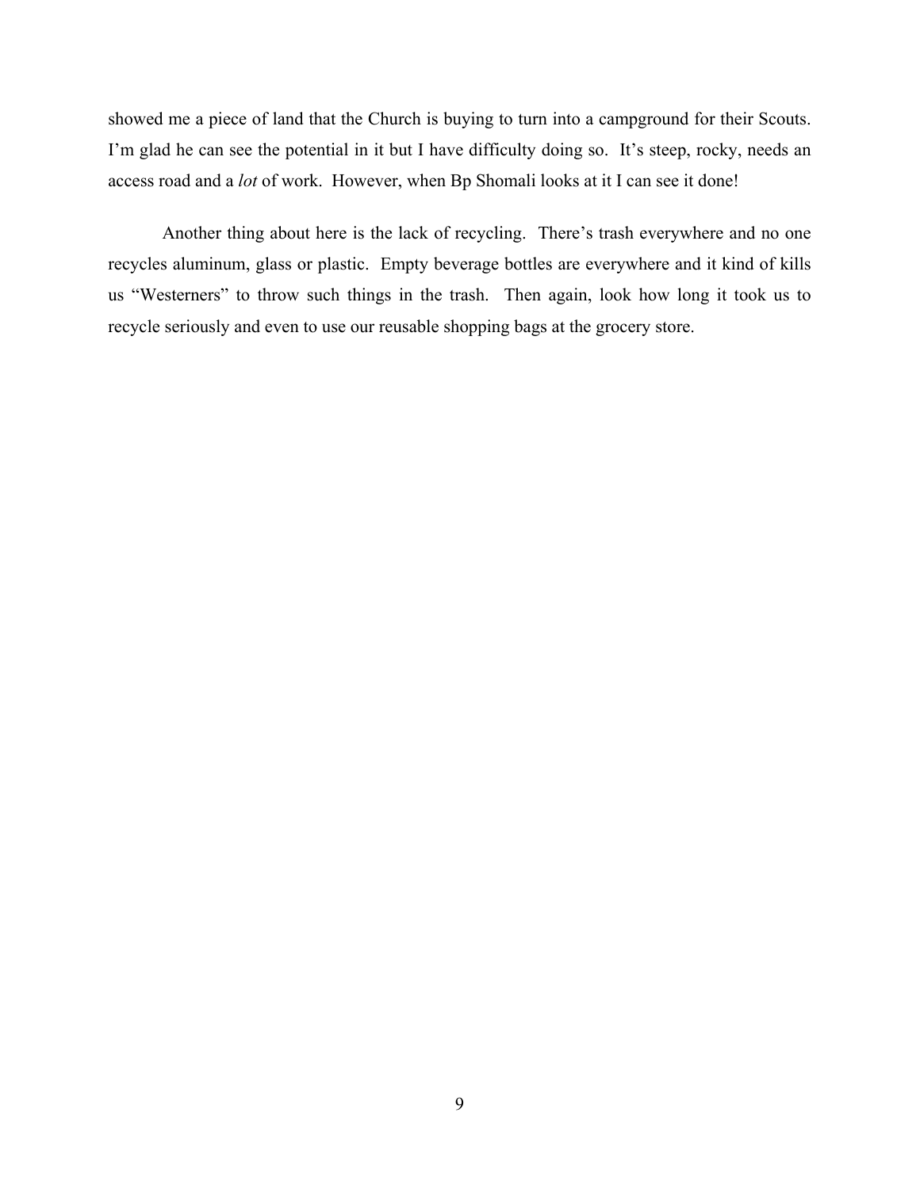showed me a piece of land that the Church is buying to turn into a campground for their Scouts. I'm glad he can see the potential in it but I have difficulty doing so. It's steep, rocky, needs an access road and a *lot* of work. However, when Bp Shomali looks at it I can see it done!

Another thing about here is the lack of recycling. There's trash everywhere and no one recycles aluminum, glass or plastic. Empty beverage bottles are everywhere and it kind of kills us "Westerners" to throw such things in the trash. Then again, look how long it took us to recycle seriously and even to use our reusable shopping bags at the grocery store.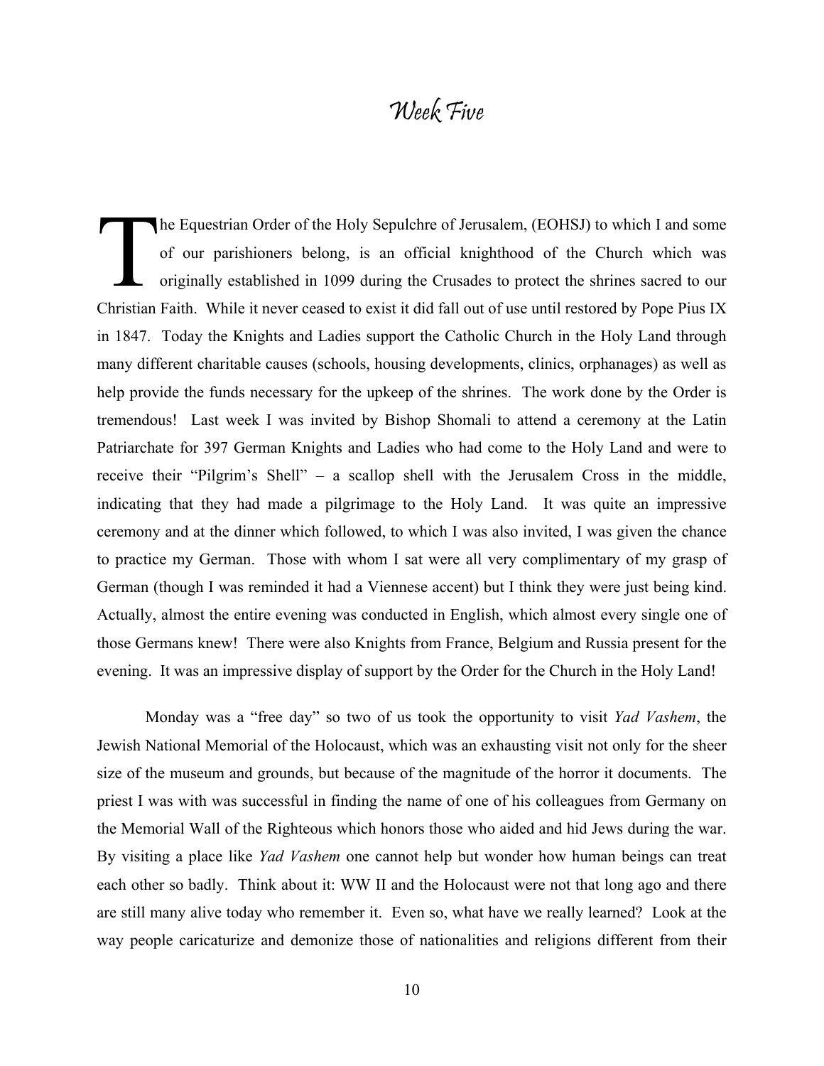# *Week Five*

The Equestrian Order of the Holy Sepulchre of Jerusalem, (EOHSJ) to which I and some of our parishioners belong, is an official knighthood of the Church which was originally established in 1099 during the Crusades to protect the shrines sacred to our Christian Faith. While it never ceased to exist it did fall out of use until restored by Pope Pius IX in 1847. Today the Knights and Ladies support the Catholic Church in the Holy Land through many different charitable causes (schools, housing developments, clinics, orphanages) as well as help provide the funds necessary for the upkeep of the shrines. The work done by the Order is tremendous! Last week I was invited by Bishop Shomali to attend a ceremony at the Latin Patriarchate for 397 German Knights and Ladies who had come to the Holy Land and were to receive their "Pilgrim's Shell" – a scallop shell with the Jerusalem Cross in the middle, indicating that they had made a pilgrimage to the Holy Land. It was quite an impressive ceremony and at the dinner which followed, to which I was also invited, I was given the chance to practice my German. Those with whom I sat were all very complimentary of my grasp of German (though I was reminded it had a Viennese accent) but I think they were just being kind. Actually, almost the entire evening was conducted in English, which almost every single one of those Germans knew! There were also Knights from France, Belgium and Russia present for the evening. It was an impressive display of support by the Order for the Church in the Holy Land!

Monday was a "free day" so two of us took the opportunity to visit *Yad Vashem*, the Jewish National Memorial of the Holocaust, which was an exhausting visit not only for the sheer size of the museum and grounds, but because of the magnitude of the horror it documents. The priest I was with was successful in finding the name of one of his colleagues from Germany on the Memorial Wall of the Righteous which honors those who aided and hid Jews during the war. By visiting a place like *Yad Vashem* one cannot help but wonder how human beings can treat each other so badly. Think about it: WW II and the Holocaust were not that long ago and there are still many alive today who remember it. Even so, what have we really learned? Look at the way people caricaturize and demonize those of nationalities and religions different from their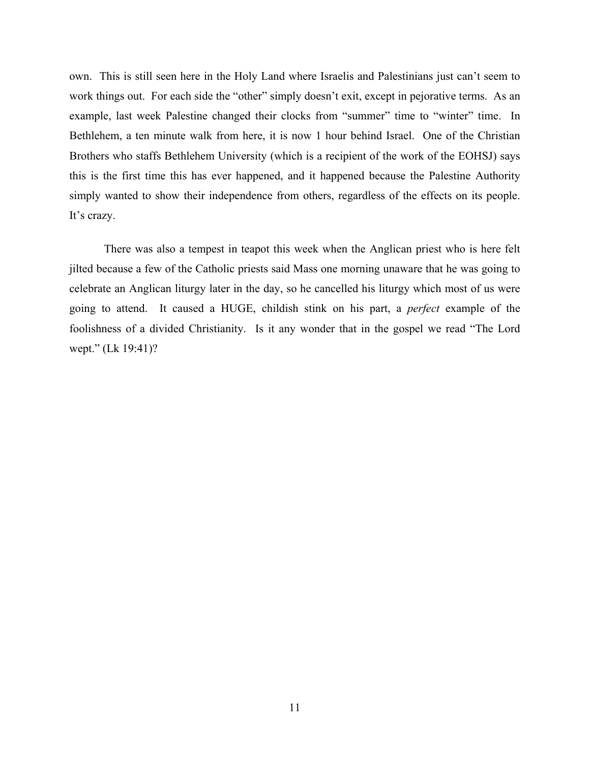own.  This is still seen here in the Holy Land where Israelis and Palestinians just can't seem to work things out.  For each side the "other" simply doesn't exit, except in pejorative terms.  As an example, last week Palestine changed their clocks from "summer" time to "winter" time.  In Bethlehem, a ten minute walk from here, it is now 1 hour behind Israel.  One of the Christian Brothers who staffs Bethlehem University (which is a recipient of the work of the EOHSJ) says this is the first time this has ever happened, and it happened because the Palestine Authority simply wanted to show their independence from others, regardless of the effects on its people.  It's crazy.

There was also a tempest in teapot this week when the Anglican priest who is here felt jilted because a few of the Catholic priests said Mass one morning unaware that he was going to celebrate an Anglican liturgy later in the day, so he cancelled his liturgy which most of us were going to attend.  It caused a HUGE, childish stink on his part, a *perfect* example of the foolishness of a divided Christianity.  Is it any wonder that in the gospel we read "The Lord wept." (Lk 19:41)?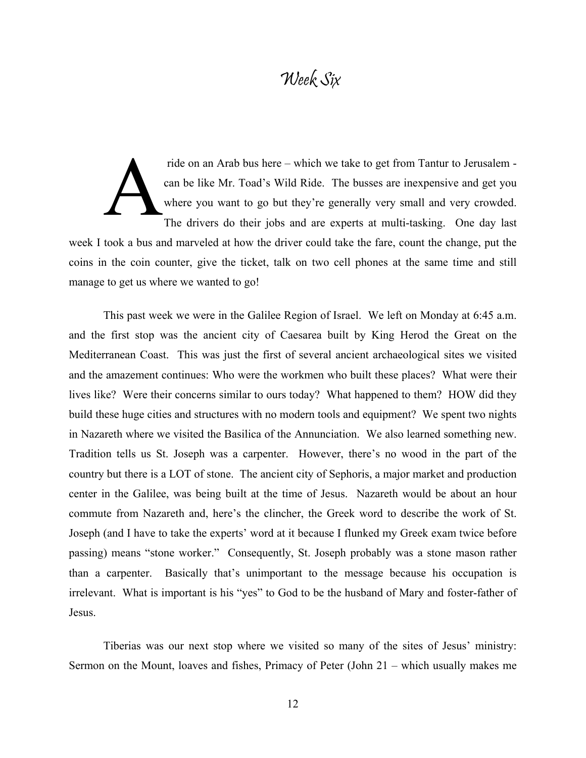# *Week Six*

A ride on an Arab bus here – which we take to get from Tantur to Jerusalem - can be like Mr. Toad's Wild Ride. The busses are inexpensive and get you where you want to go but they're generally very small and very crowded. The drivers do their jobs and are experts at multi-tasking. One day last week I took a bus and marveled at how the driver could take the fare, count the change, put the coins in the coin counter, give the ticket, talk on two cell phones at the same time and still manage to get us where we wanted to go!

This past week we were in the Galilee Region of Israel. We left on Monday at 6:45 a.m. and the first stop was the ancient city of Caesarea built by King Herod the Great on the Mediterranean Coast. This was just the first of several ancient archaeological sites we visited and the amazement continues: Who were the workmen who built these places? What were their lives like? Were their concerns similar to ours today? What happened to them? HOW did they build these huge cities and structures with no modern tools and equipment? We spent two nights in Nazareth where we visited the Basilica of the Annunciation. We also learned something new. Tradition tells us St. Joseph was a carpenter. However, there's no wood in the part of the country but there is a LOT of stone. The ancient city of Sephoris, a major market and production center in the Galilee, was being built at the time of Jesus. Nazareth would be about an hour commute from Nazareth and, here's the clincher, the Greek word to describe the work of St. Joseph (and I have to take the experts' word at it because I flunked my Greek exam twice before passing) means "stone worker." Consequently, St. Joseph probably was a stone mason rather than a carpenter. Basically that's unimportant to the message because his occupation is irrelevant. What is important is his "yes" to God to be the husband of Mary and foster-father of Jesus.

Tiberias was our next stop where we visited so many of the sites of Jesus' ministry: Sermon on the Mount, loaves and fishes, Primacy of Peter (John 21 – which usually makes me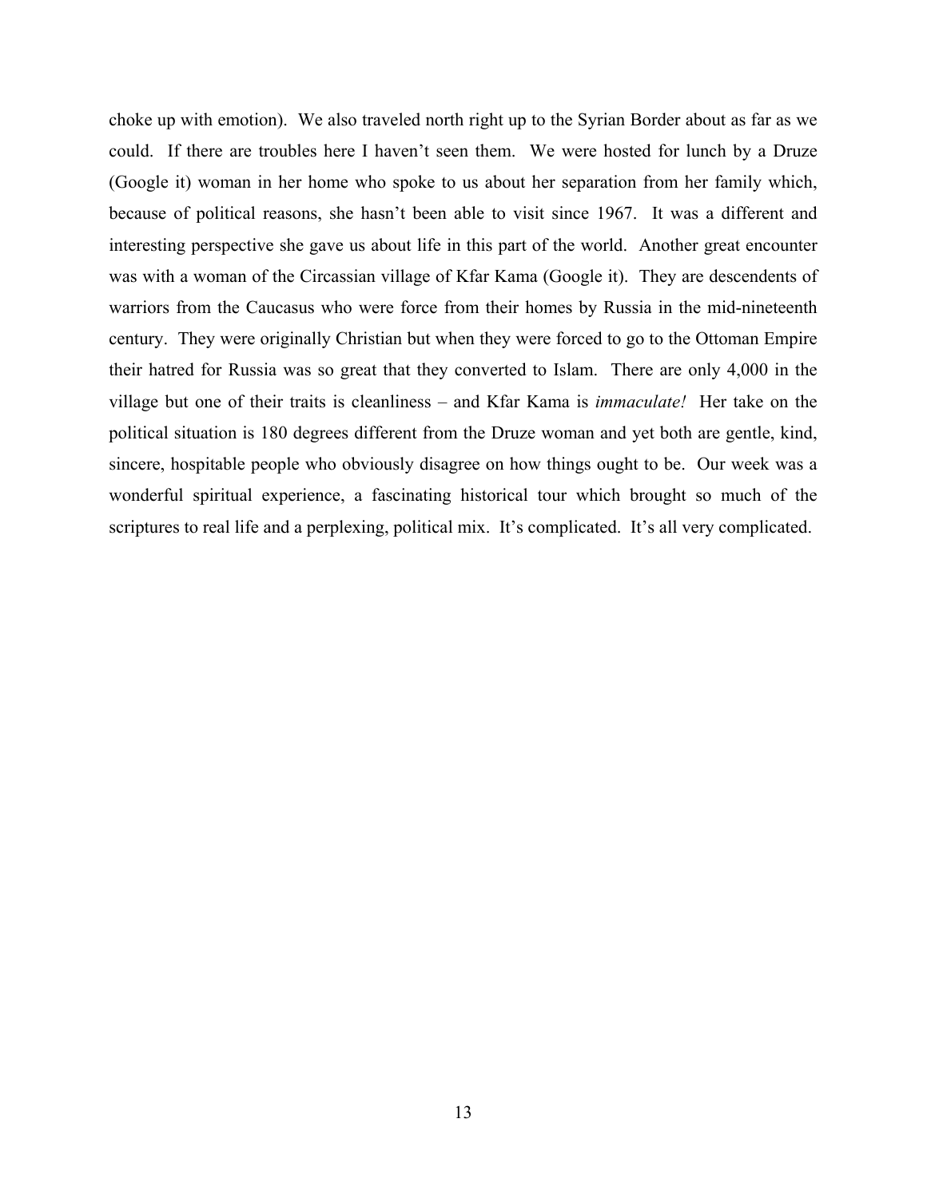choke up with emotion). We also traveled north right up to the Syrian Border about as far as we could. If there are troubles here I haven't seen them. We were hosted for lunch by a Druze (Google it) woman in her home who spoke to us about her separation from her family which, because of political reasons, she hasn't been able to visit since 1967. It was a different and interesting perspective she gave us about life in this part of the world. Another great encounter was with a woman of the Circassian village of Kfar Kama (Google it). They are descendents of warriors from the Caucasus who were force from their homes by Russia in the mid-nineteenth century. They were originally Christian but when they were forced to go to the Ottoman Empire their hatred for Russia was so great that they converted to Islam. There are only 4,000 in the village but one of their traits is cleanliness – and Kfar Kama is *immaculate!* Her take on the political situation is 180 degrees different from the Druze woman and yet both are gentle, kind, sincere, hospitable people who obviously disagree on how things ought to be. Our week was a wonderful spiritual experience, a fascinating historical tour which brought so much of the scriptures to real life and a perplexing, political mix. It's complicated. It's all very complicated.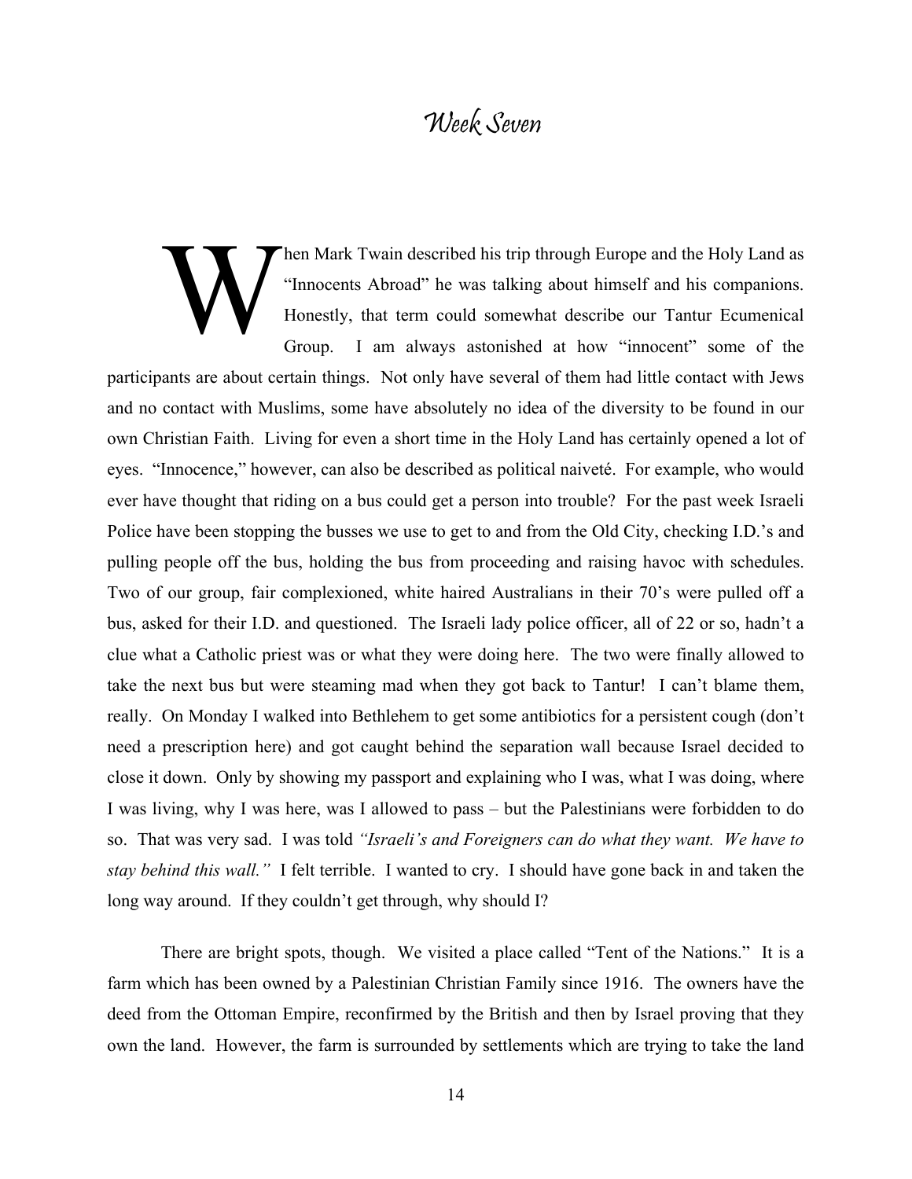# Week Seven

When Mark Twain described his trip through Europe and the Holy Land as "Innocents Abroad" he was talking about himself and his companions. Honestly, that term could somewhat describe our Tantur Ecumenical Group. I am always astonished at how "innocent" some of the participants are about certain things. Not only have several of them had little contact with Jews and no contact with Muslims, some have absolutely no idea of the diversity to be found in our own Christian Faith. Living for even a short time in the Holy Land has certainly opened a lot of eyes. "Innocence," however, can also be described as political naiveté. For example, who would ever have thought that riding on a bus could get a person into trouble? For the past week Israeli Police have been stopping the busses we use to get to and from the Old City, checking I.D.'s and pulling people off the bus, holding the bus from proceeding and raising havoc with schedules. Two of our group, fair complexioned, white haired Australians in their 70's were pulled off a bus, asked for their I.D. and questioned. The Israeli lady police officer, all of 22 or so, hadn't a clue what a Catholic priest was or what they were doing here. The two were finally allowed to take the next bus but were steaming mad when they got back to Tantur! I can't blame them, really. On Monday I walked into Bethlehem to get some antibiotics for a persistent cough (don't need a prescription here) and got caught behind the separation wall because Israel decided to close it down. Only by showing my passport and explaining who I was, what I was doing, where I was living, why I was here, was I allowed to pass – but the Palestinians were forbidden to do so. That was very sad. I was told *"Israeli's and Foreigners can do what they want. We have to stay behind this wall."* I felt terrible. I wanted to cry. I should have gone back in and taken the long way around. If they couldn't get through, why should I?

There are bright spots, though. We visited a place called "Tent of the Nations." It is a farm which has been owned by a Palestinian Christian Family since 1916. The owners have the deed from the Ottoman Empire, reconfirmed by the British and then by Israel proving that they own the land. However, the farm is surrounded by settlements which are trying to take the land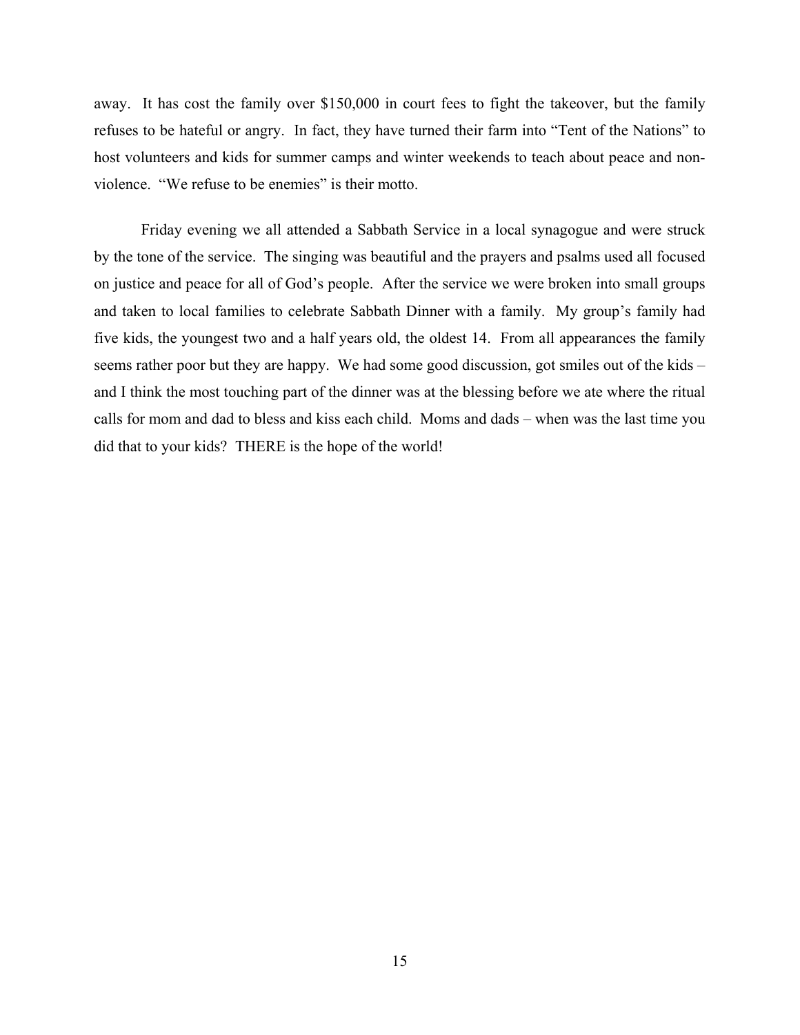away. It has cost the family over $150,000 in court fees to fight the takeover, but the family refuses to be hateful or angry. In fact, they have turned their farm into "Tent of the Nations" to host volunteers and kids for summer camps and winter weekends to teach about peace and non-violence. "We refuse to be enemies" is their motto.

Friday evening we all attended a Sabbath Service in a local synagogue and were struck by the tone of the service. The singing was beautiful and the prayers and psalms used all focused on justice and peace for all of God's people. After the service we were broken into small groups and taken to local families to celebrate Sabbath Dinner with a family. My group's family had five kids, the youngest two and a half years old, the oldest 14. From all appearances the family seems rather poor but they are happy. We had some good discussion, got smiles out of the kids – and I think the most touching part of the dinner was at the blessing before we ate where the ritual calls for mom and dad to bless and kiss each child. Moms and dads – when was the last time you did that to your kids? THERE is the hope of the world!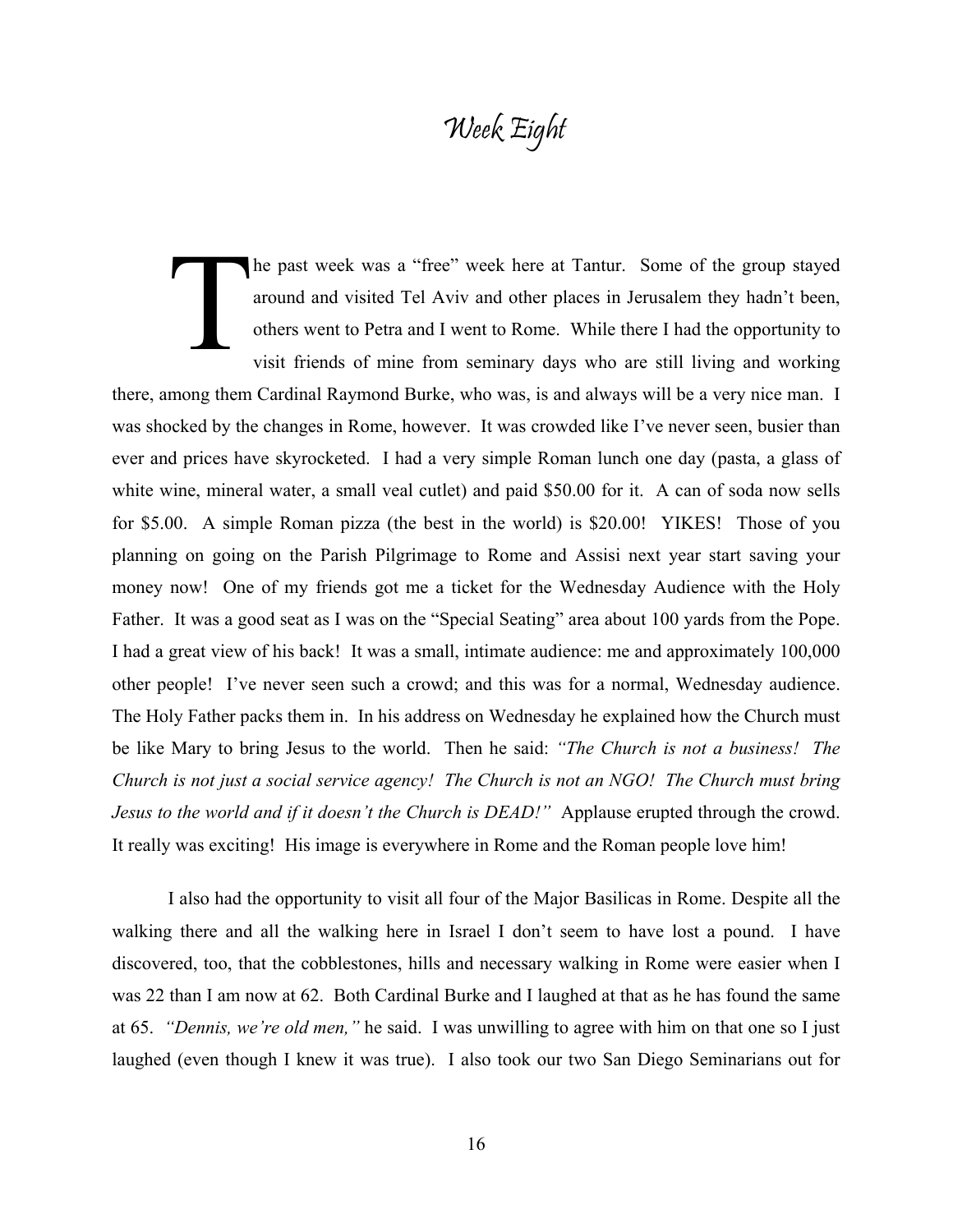# Week Eight

The past week was a "free" week here at Tantur. Some of the group stayed around and visited Tel Aviv and other places in Jerusalem they hadn't been, others went to Petra and I went to Rome. While there I had the opportunity to visit friends of mine from seminary days who are still living and working there, among them Cardinal Raymond Burke, who was, is and always will be a very nice man. I was shocked by the changes in Rome, however. It was crowded like I've never seen, busier than ever and prices have skyrocketed. I had a very simple Roman lunch one day (pasta, a glass of white wine, mineral water, a small veal cutlet) and paid $50.00 for it. A can of soda now sells for $5.00. A simple Roman pizza (the best in the world) is $20.00! YIKES! Those of you planning on going on the Parish Pilgrimage to Rome and Assisi next year start saving your money now! One of my friends got me a ticket for the Wednesday Audience with the Holy Father. It was a good seat as I was on the "Special Seating" area about 100 yards from the Pope. I had a great view of his back! It was a small, intimate audience: me and approximately 100,000 other people! I've never seen such a crowd; and this was for a normal, Wednesday audience. The Holy Father packs them in. In his address on Wednesday he explained how the Church must be like Mary to bring Jesus to the world. Then he said: *"The Church is not a business! The Church is not just a social service agency! The Church is not an NGO! The Church must bring Jesus to the world and if it doesn't the Church is DEAD!"* Applause erupted through the crowd. It really was exciting! His image is everywhere in Rome and the Roman people love him!

I also had the opportunity to visit all four of the Major Basilicas in Rome. Despite all the walking there and all the walking here in Israel I don't seem to have lost a pound. I have discovered, too, that the cobblestones, hills and necessary walking in Rome were easier when I was 22 than I am now at 62. Both Cardinal Burke and I laughed at that as he has found the same at 65. *"Dennis, we're old men,"* he said. I was unwilling to agree with him on that one so I just laughed (even though I knew it was true). I also took our two San Diego Seminarians out for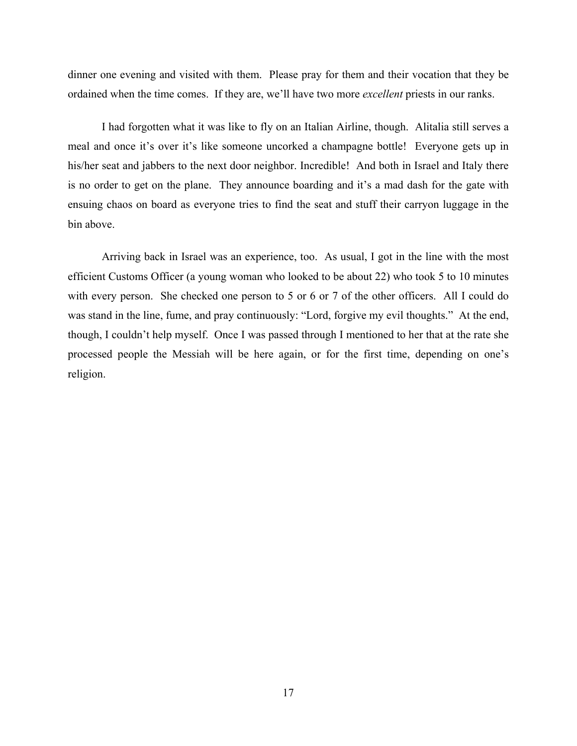dinner one evening and visited with them. Please pray for them and their vocation that they be ordained when the time comes. If they are, we'll have two more *excellent* priests in our ranks.

I had forgotten what it was like to fly on an Italian Airline, though. Alitalia still serves a meal and once it's over it's like someone uncorked a champagne bottle! Everyone gets up in his/her seat and jabbers to the next door neighbor. Incredible! And both in Israel and Italy there is no order to get on the plane. They announce boarding and it's a mad dash for the gate with ensuing chaos on board as everyone tries to find the seat and stuff their carryon luggage in the bin above.

Arriving back in Israel was an experience, too. As usual, I got in the line with the most efficient Customs Officer (a young woman who looked to be about 22) who took 5 to 10 minutes with every person. She checked one person to 5 or 6 or 7 of the other officers. All I could do was stand in the line, fume, and pray continuously: "Lord, forgive my evil thoughts." At the end, though, I couldn't help myself. Once I was passed through I mentioned to her that at the rate she processed people the Messiah will be here again, or for the first time, depending on one's religion.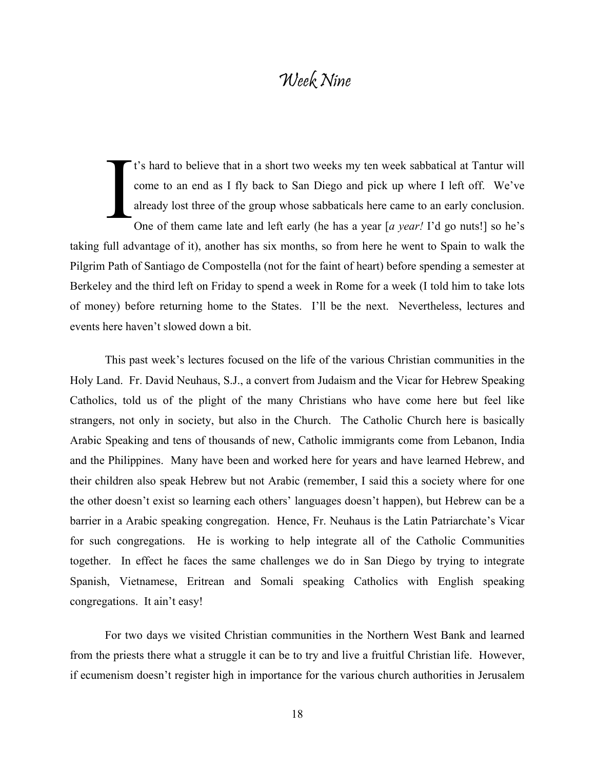# *Week Nine*

It's hard to believe that in a short two weeks my ten week sabbatical at Tantur will come to an end as I fly back to San Diego and pick up where I left off. We've already lost three of the group whose sabbaticals here came to an early conclusion. One of them came late and left early (he has a year [*a year!* I'd go nuts!] so he's taking full advantage of it), another has six months, so from here he went to Spain to walk the Pilgrim Path of Santiago de Compostella (not for the faint of heart) before spending a semester at Berkeley and the third left on Friday to spend a week in Rome for a week (I told him to take lots of money) before returning home to the States. I'll be the next. Nevertheless, lectures and events here haven't slowed down a bit.

This past week's lectures focused on the life of the various Christian communities in the Holy Land. Fr. David Neuhaus, S.J., a convert from Judaism and the Vicar for Hebrew Speaking Catholics, told us of the plight of the many Christians who have come here but feel like strangers, not only in society, but also in the Church. The Catholic Church here is basically Arabic Speaking and tens of thousands of new, Catholic immigrants come from Lebanon, India and the Philippines. Many have been and worked here for years and have learned Hebrew, and their children also speak Hebrew but not Arabic (remember, I said this a society where for one the other doesn't exist so learning each others' languages doesn't happen), but Hebrew can be a barrier in a Arabic speaking congregation. Hence, Fr. Neuhaus is the Latin Patriarchate's Vicar for such congregations. He is working to help integrate all of the Catholic Communities together. In effect he faces the same challenges we do in San Diego by trying to integrate Spanish, Vietnamese, Eritrean and Somali speaking Catholics with English speaking congregations. It ain't easy!

For two days we visited Christian communities in the Northern West Bank and learned from the priests there what a struggle it can be to try and live a fruitful Christian life. However, if ecumenism doesn't register high in importance for the various church authorities in Jerusalem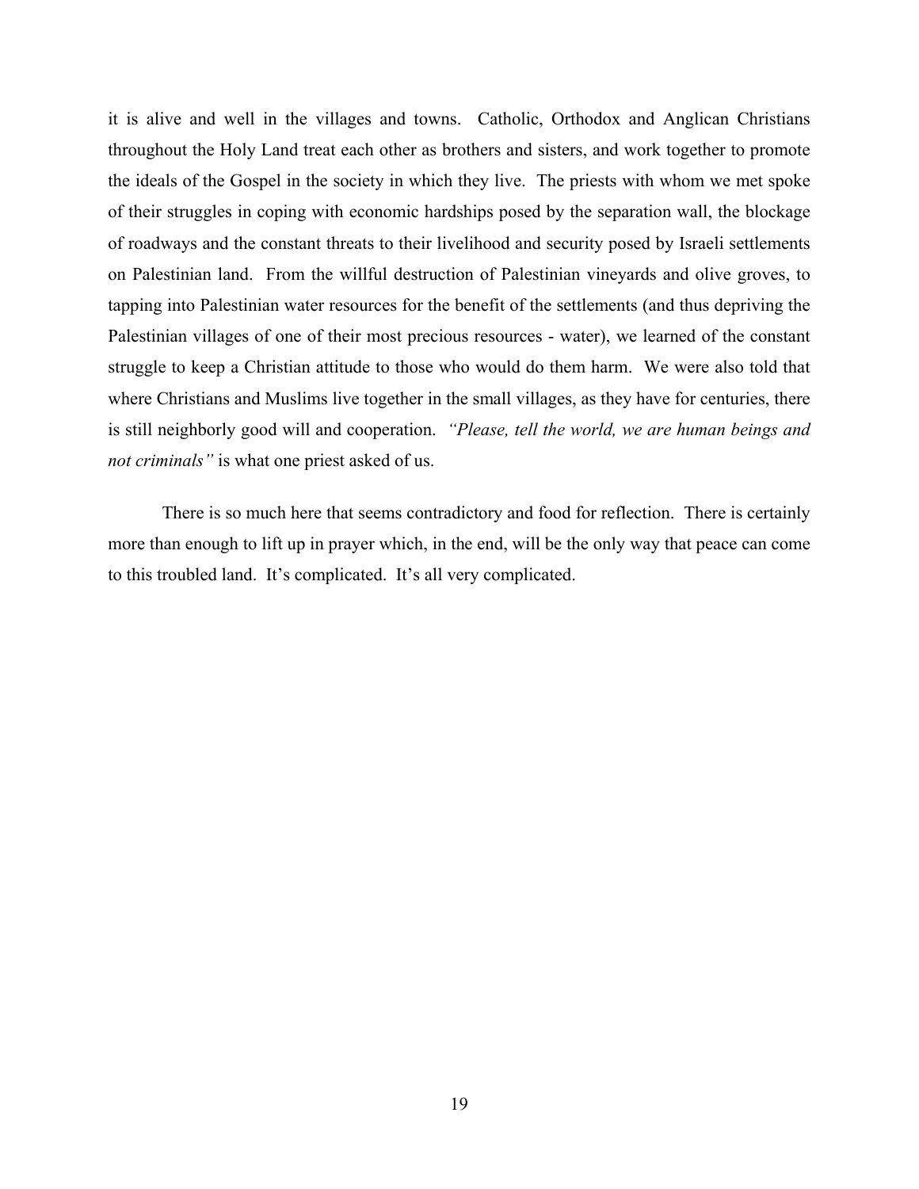it is alive and well in the villages and towns. Catholic, Orthodox and Anglican Christians throughout the Holy Land treat each other as brothers and sisters, and work together to promote the ideals of the Gospel in the society in which they live. The priests with whom we met spoke of their struggles in coping with economic hardships posed by the separation wall, the blockage of roadways and the constant threats to their livelihood and security posed by Israeli settlements on Palestinian land. From the willful destruction of Palestinian vineyards and olive groves, to tapping into Palestinian water resources for the benefit of the settlements (and thus depriving the Palestinian villages of one of their most precious resources - water), we learned of the constant struggle to keep a Christian attitude to those who would do them harm. We were also told that where Christians and Muslims live together in the small villages, as they have for centuries, there is still neighborly good will and cooperation. *"Please, tell the world, we are human beings and not criminals"* is what one priest asked of us.

There is so much here that seems contradictory and food for reflection. There is certainly more than enough to lift up in prayer which, in the end, will be the only way that peace can come to this troubled land. It's complicated. It's all very complicated.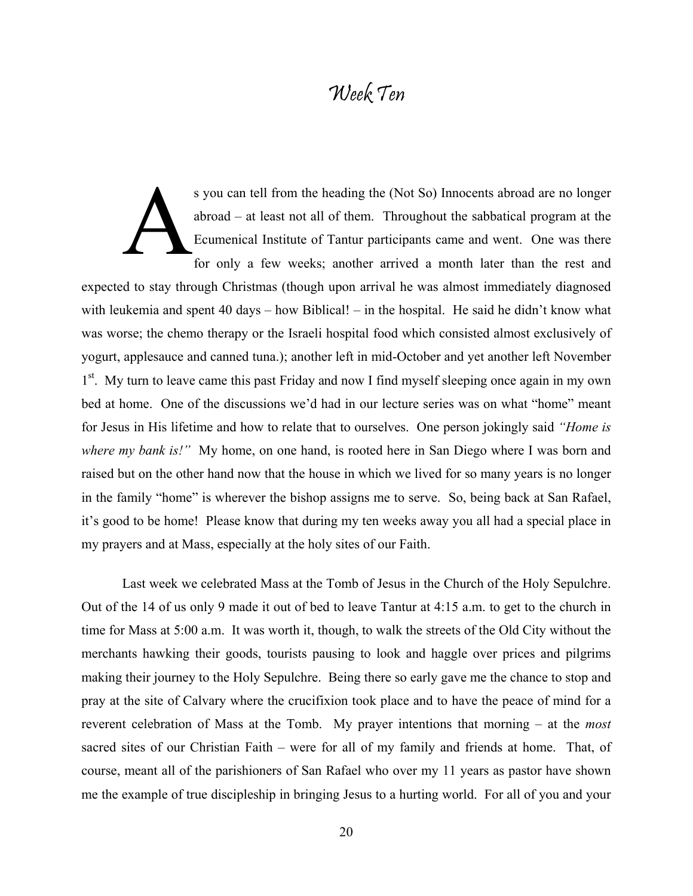# Week Ten

As you can tell from the heading the (Not So) Innocents abroad are no longer abroad – at least not all of them. Throughout the sabbatical program at the Ecumenical Institute of Tantur participants came and went. One was there for only a few weeks; another arrived a month later than the rest and expected to stay through Christmas (though upon arrival he was almost immediately diagnosed with leukemia and spent 40 days – how Biblical! – in the hospital. He said he didn't know what was worse; the chemo therapy or the Israeli hospital food which consisted almost exclusively of yogurt, applesauce and canned tuna.); another left in mid-October and yet another left November 1st. My turn to leave came this past Friday and now I find myself sleeping once again in my own bed at home. One of the discussions we'd had in our lecture series was on what "home" meant for Jesus in His lifetime and how to relate that to ourselves. One person jokingly said *"Home is where my bank is!"* My home, on one hand, is rooted here in San Diego where I was born and raised but on the other hand now that the house in which we lived for so many years is no longer in the family "home" is wherever the bishop assigns me to serve. So, being back at San Rafael, it's good to be home! Please know that during my ten weeks away you all had a special place in my prayers and at Mass, especially at the holy sites of our Faith.

Last week we celebrated Mass at the Tomb of Jesus in the Church of the Holy Sepulchre. Out of the 14 of us only 9 made it out of bed to leave Tantur at 4:15 a.m. to get to the church in time for Mass at 5:00 a.m. It was worth it, though, to walk the streets of the Old City without the merchants hawking their goods, tourists pausing to look and haggle over prices and pilgrims making their journey to the Holy Sepulchre. Being there so early gave me the chance to stop and pray at the site of Calvary where the crucifixion took place and to have the peace of mind for a reverent celebration of Mass at the Tomb. My prayer intentions that morning – at the *most* sacred sites of our Christian Faith – were for all of my family and friends at home. That, of course, meant all of the parishioners of San Rafael who over my 11 years as pastor have shown me the example of true discipleship in bringing Jesus to a hurting world. For all of you and your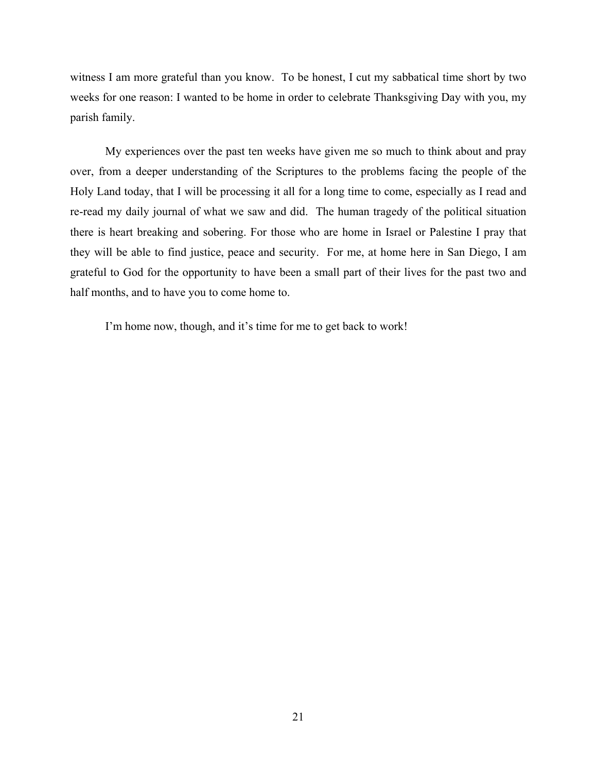witness I am more grateful than you know. To be honest, I cut my sabbatical time short by two weeks for one reason: I wanted to be home in order to celebrate Thanksgiving Day with you, my parish family.

My experiences over the past ten weeks have given me so much to think about and pray over, from a deeper understanding of the Scriptures to the problems facing the people of the Holy Land today, that I will be processing it all for a long time to come, especially as I read and re-read my daily journal of what we saw and did. The human tragedy of the political situation there is heart breaking and sobering. For those who are home in Israel or Palestine I pray that they will be able to find justice, peace and security. For me, at home here in San Diego, I am grateful to God for the opportunity to have been a small part of their lives for the past two and half months, and to have you to come home to.

I'm home now, though, and it's time for me to get back to work!